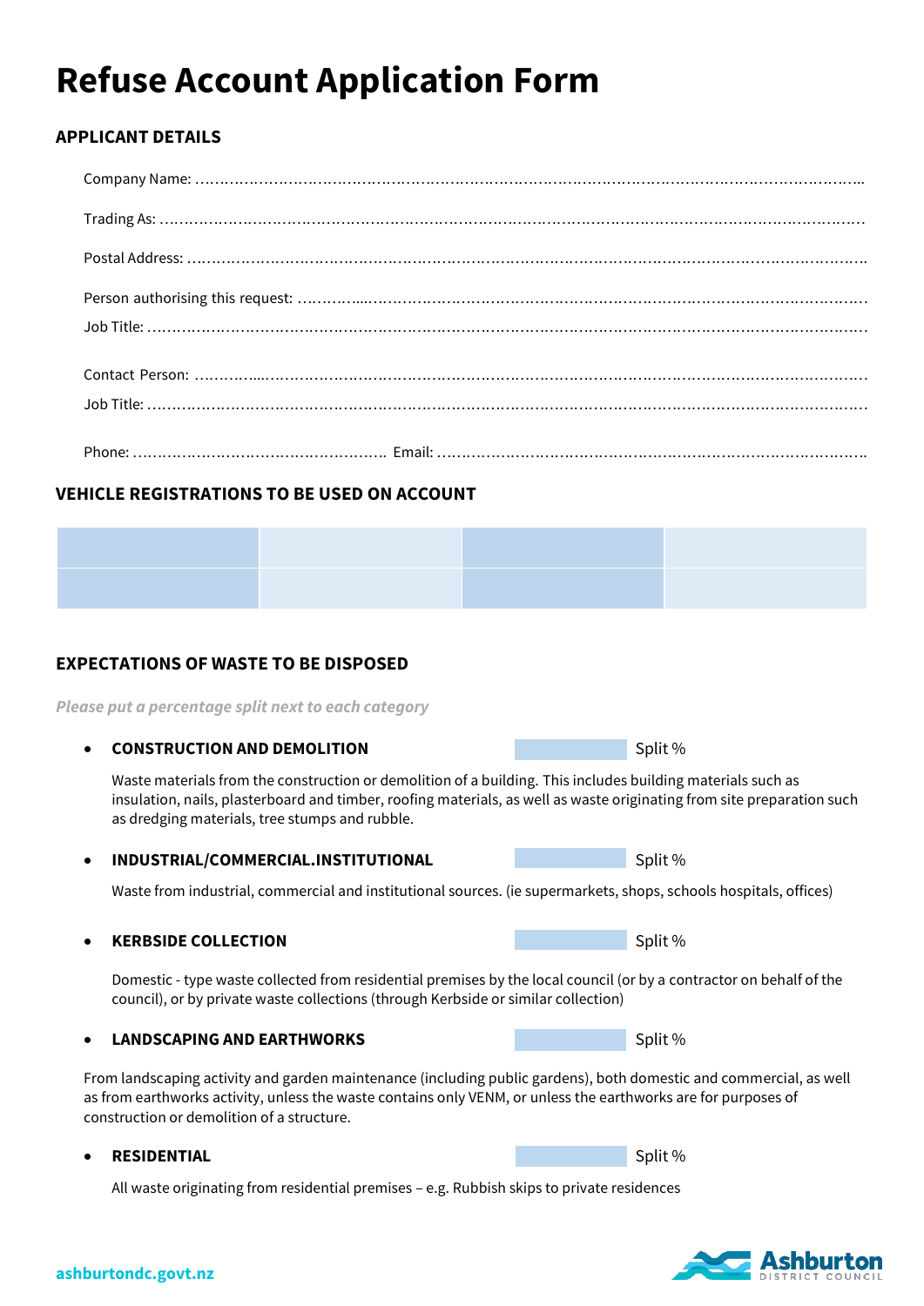# Refuse Account Application Form

## APPLICANT DETAILS

Company Name: ……………………………………………………………………………………………………………………………

Trading As: ……………………………………………………………………………………………………………………………

Postal Address: ……………………………………………………………………………………………………………………………

Person authorising this request: ……………………………………………………………………………………………………

Job Title: ……………………………………………………………………………………………………………………………

Contact Person: ……………………………………………………………………………………………………………………………

Job Title: ……………………………………………………………………………………………………………………………

Phone: …………………………………………… Email: ……………………………………………………………………………

## VEHICLE REGISTRATIONS TO BE USED ON ACCOUNT

| | | | |
|---|---|---|---|
| | | | |
| | | | |

## EXPECTATIONS OF WASTE TO BE DISPOSED

*Please put a percentage split next to each category*

- **CONSTRUCTION AND DEMOLITION** Split %

  Waste materials from the construction or demolition of a building. This includes building materials such as insulation, nails, plasterboard and timber, roofing materials, as well as waste originating from site preparation such as dredging materials, tree stumps and rubble.

- **INDUSTRIAL/COMMERCIAL.INSTITUTIONAL** Split %

  Waste from industrial, commercial and institutional sources. (ie supermarkets, shops, schools hospitals, offices)

- **KERBSIDE COLLECTION** Split %

  Domestic - type waste collected from residential premises by the local council (or by a contractor on behalf of the council), or by private waste collections (through Kerbside or similar collection)

- **LANDSCAPING AND EARTHWORKS** Split %

From landscaping activity and garden maintenance (including public gardens), both domestic and commercial, as well as from earthworks activity, unless the waste contains only VENM, or unless the earthworks are for purposes of construction or demolition of a structure.

- **RESIDENTIAL** Split %

  All waste originating from residential premises – e.g. Rubbish skips to private residences

ashburtondc.govt.nz

Ashburton DISTRICT COUNCIL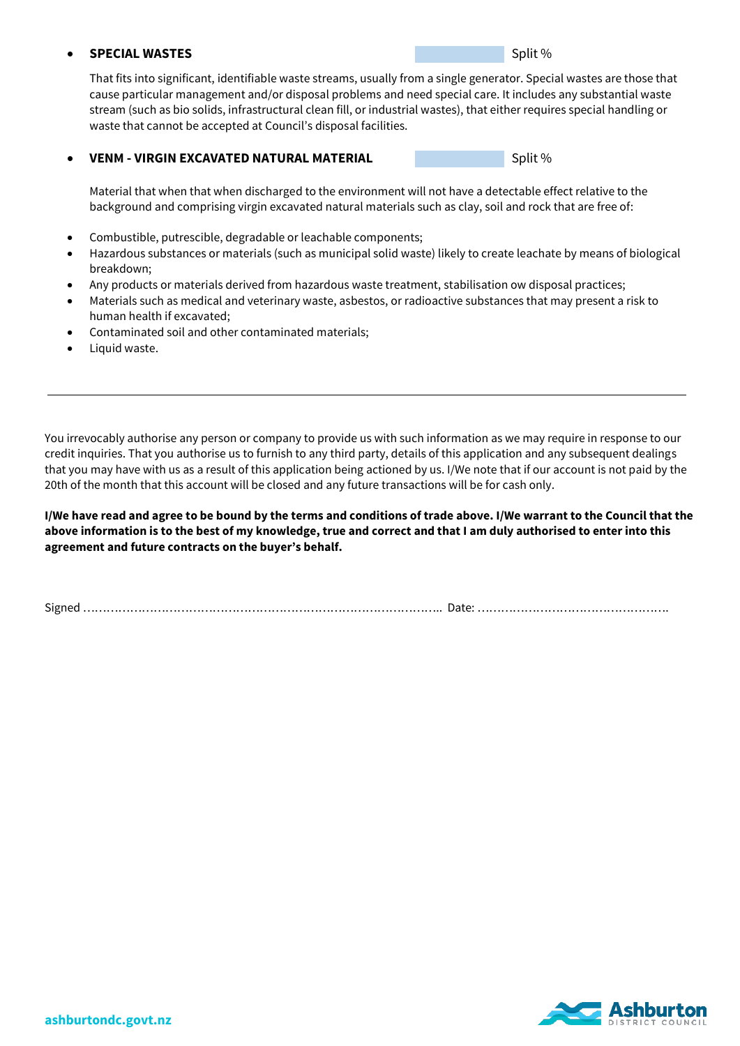- **SPECIAL WASTES** Split %

  That fits into significant, identifiable waste streams, usually from a single generator. Special wastes are those that cause particular management and/or disposal problems and need special care. It includes any substantial waste stream (such as bio solids, infrastructural clean fill, or industrial wastes), that either requires special handling or waste that cannot be accepted at Council's disposal facilities.

- **VENM - VIRGIN EXCAVATED NATURAL MATERIAL** Split %

  Material that when that when discharged to the environment will not have a detectable effect relative to the background and comprising virgin excavated natural materials such as clay, soil and rock that are free of:

- Combustible, putrescible, degradable or leachable components;
- Hazardous substances or materials (such as municipal solid waste) likely to create leachate by means of biological breakdown;
- Any products or materials derived from hazardous waste treatment, stabilisation ow disposal practices;
- Materials such as medical and veterinary waste, asbestos, or radioactive substances that may present a risk to human health if excavated;
- Contaminated soil and other contaminated materials;
- Liquid waste.

---

You irrevocably authorise any person or company to provide us with such information as we may require in response to our credit inquiries. That you authorise us to furnish to any third party, details of this application and any subsequent dealings that you may have with us as a result of this application being actioned by us. I/We note that if our account is not paid by the 20th of the month that this account will be closed and any future transactions will be for cash only.

**I/We have read and agree to be bound by the terms and conditions of trade above. I/We warrant to the Council that the above information is to the best of my knowledge, true and correct and that I am duly authorised to enter into this agreement and future contracts on the buyer's behalf.**

Signed ………………………………………………………………………………….. Date: …………………………………………….